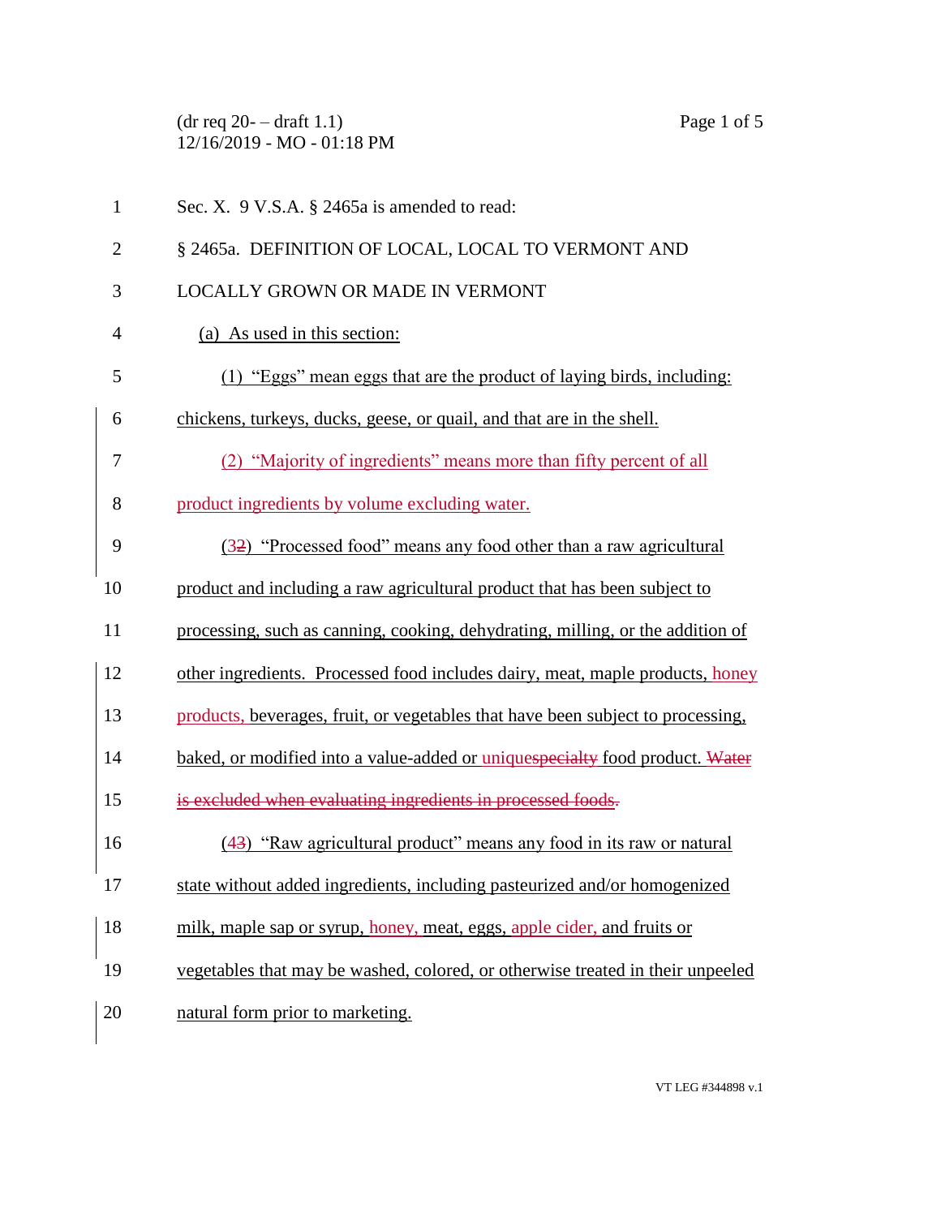Sec. X. 9 V.S.A. § 2465a is amended to read:

§ 2465a. DEFINITION OF LOCAL, LOCAL TO VERMONT AND LOCALLY GROWN OR MADE IN VERMONT

(a) As used in this section:

(1) "Eggs" mean eggs that are the product of laying birds, including: chickens, turkeys, ducks, geese, or quail, and that are in the shell.

(2) "Majority of ingredients" means more than fifty percent of all product ingredients by volume excluding water.

(32) "Processed food" means any food other than a raw agricultural product and including a raw agricultural product that has been subject to processing, such as canning, cooking, dehydrating, milling, or the addition of other ingredients. Processed food includes dairy, meat, maple products, honey products, beverages, fruit, or vegetables that have been subject to processing, baked, or modified into a value-added or uniquespecialty food product. ~~Water is excluded when evaluating ingredients in processed foods.~~

(43) "Raw agricultural product" means any food in its raw or natural state without added ingredients, including pasteurized and/or homogenized milk, maple sap or syrup, honey, meat, eggs, apple cider, and fruits or vegetables that may be washed, colored, or otherwise treated in their unpeeled natural form prior to marketing.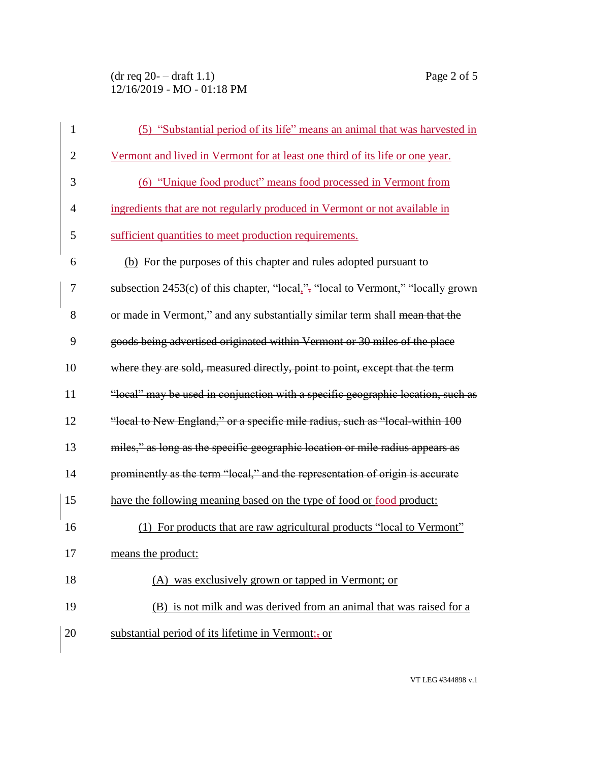(5) "Substantial period of its life" means an animal that was harvested in Vermont and lived in Vermont for at least one third of its life or one year.

(6) "Unique food product" means food processed in Vermont from ingredients that are not regularly produced in Vermont or not available in sufficient quantities to meet production requirements.

(b) For the purposes of this chapter and rules adopted pursuant to subsection 2453(c) of this chapter, "local,", "local to Vermont," "locally grown or made in Vermont," and any substantially similar term shall ~~mean that the goods being advertised originated within Vermont or 30 miles of the place where they are sold, measured directly, point to point, except that the term "local" may be used in conjunction with a specific geographic location, such as "local to New England," or a specific mile radius, such as "local-within 100 miles," as long as the specific geographic location or mile radius appears as prominently as the term "local," and the representation of origin is accurate~~ have the following meaning based on the type of food or food product:

(1) For products that are raw agricultural products "local to Vermont" means the product:

(A) was exclusively grown or tapped in Vermont; or

(B) is not milk and was derived from an animal that was raised for a substantial period of its lifetime in Vermont;, or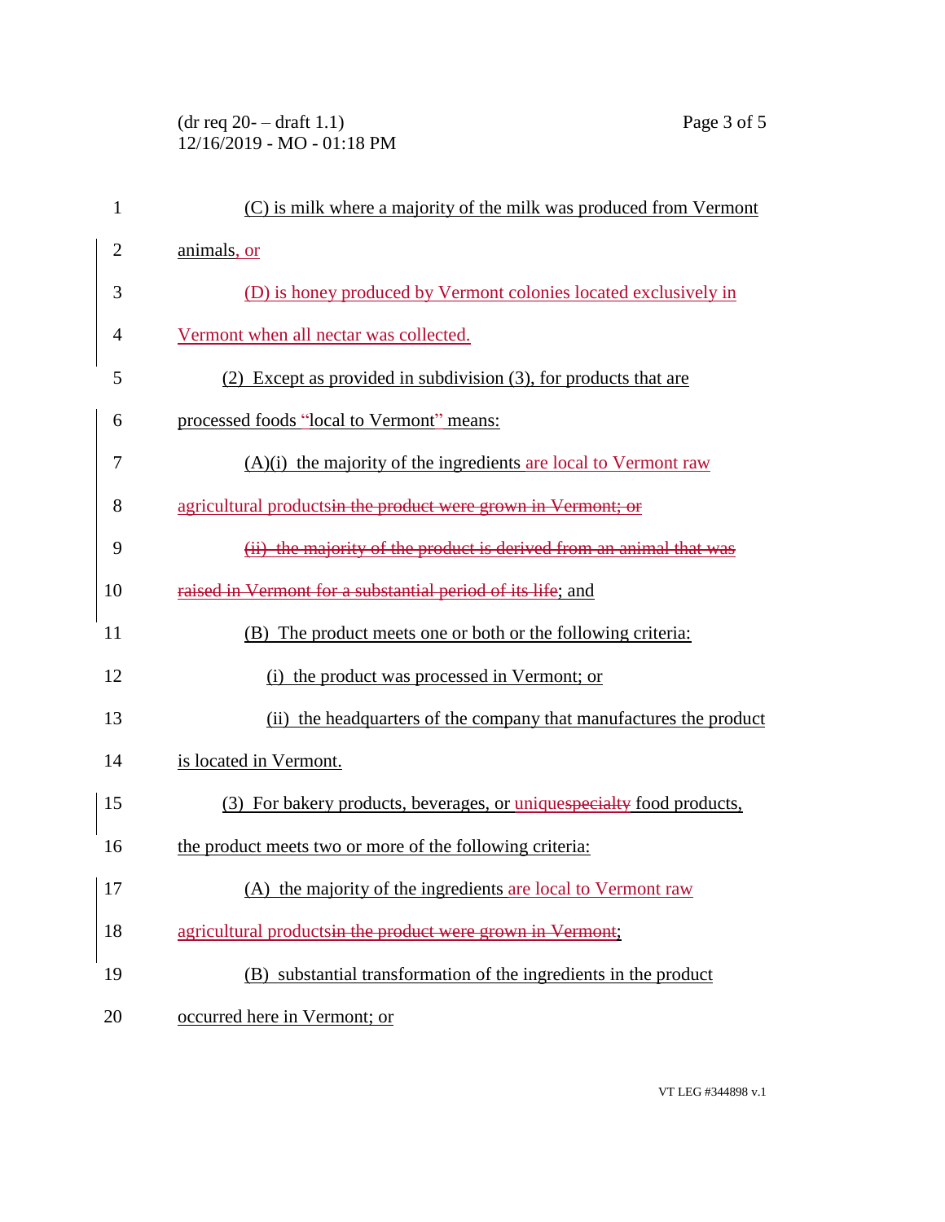(C) is milk where a majority of the milk was produced from Vermont animals, or

(D) is honey produced by Vermont colonies located exclusively in Vermont when all nectar was collected.

(2) Except as provided in subdivision (3), for products that are processed foods "local to Vermont" means:

(A)(i) the majority of the ingredients are local to Vermont raw agricultural products~~in the product were grown in Vermont; or~~

~~(ii) the majority of the product is derived from an animal that was raised in Vermont for a substantial period of its life~~; and

(B) The product meets one or both or the following criteria:

(i) the product was processed in Vermont; or

(ii) the headquarters of the company that manufactures the product is located in Vermont.

(3) For bakery products, beverages, or unique~~specialty~~ food products, the product meets two or more of the following criteria:

(A) the majority of the ingredients are local to Vermont raw agricultural products~~in the product were grown in Vermont~~;

(B) substantial transformation of the ingredients in the product occurred here in Vermont; or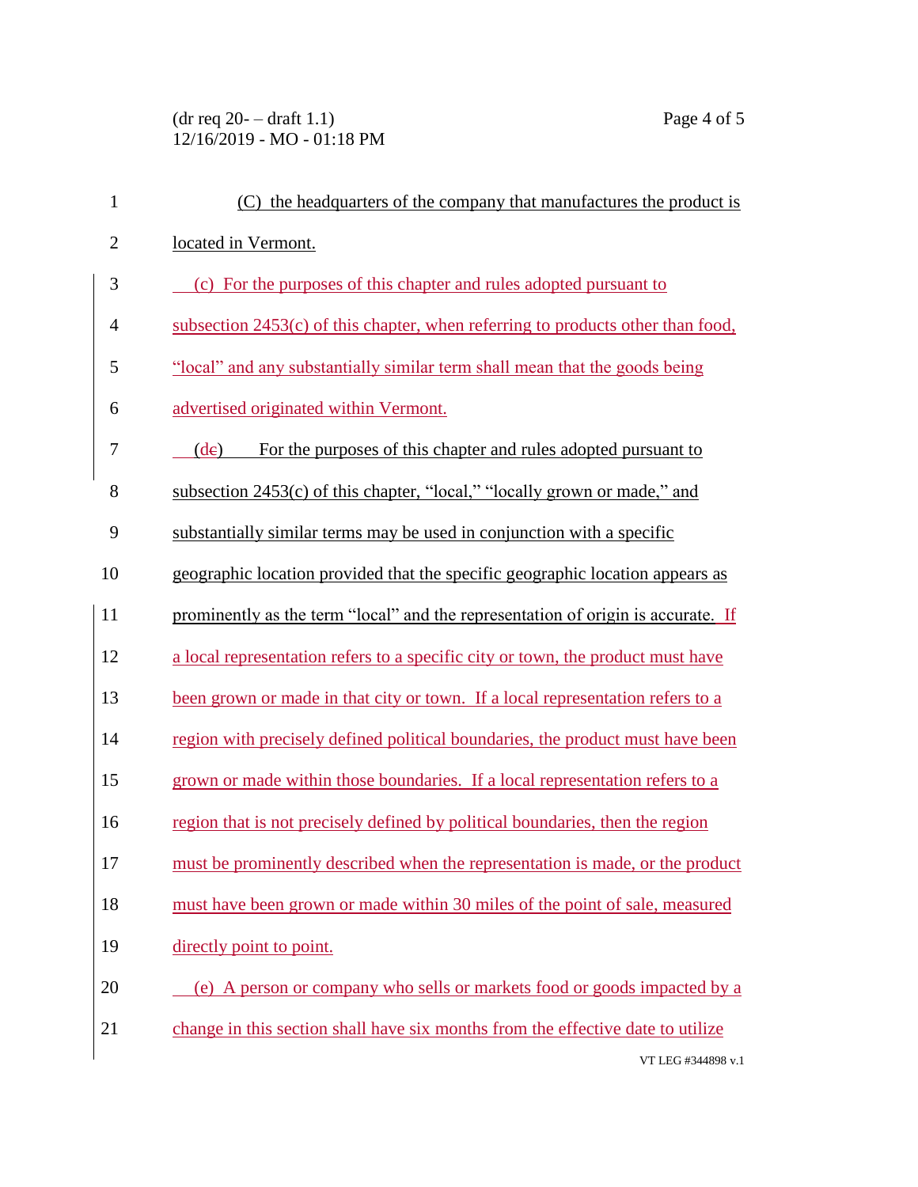(C) the headquarters of the company that manufactures the product is located in Vermont.

(c) For the purposes of this chapter and rules adopted pursuant to subsection 2453(c) of this chapter, when referring to products other than food, "local" and any substantially similar term shall mean that the goods being advertised originated within Vermont.

(dc) For the purposes of this chapter and rules adopted pursuant to subsection 2453(c) of this chapter, "local," "locally grown or made," and substantially similar terms may be used in conjunction with a specific geographic location provided that the specific geographic location appears as prominently as the term "local" and the representation of origin is accurate. If a local representation refers to a specific city or town, the product must have been grown or made in that city or town. If a local representation refers to a region with precisely defined political boundaries, the product must have been grown or made within those boundaries. If a local representation refers to a region that is not precisely defined by political boundaries, then the region must be prominently described when the representation is made, or the product must have been grown or made within 30 miles of the point of sale, measured directly point to point.

(e) A person or company who sells or markets food or goods impacted by a change in this section shall have six months from the effective date to utilize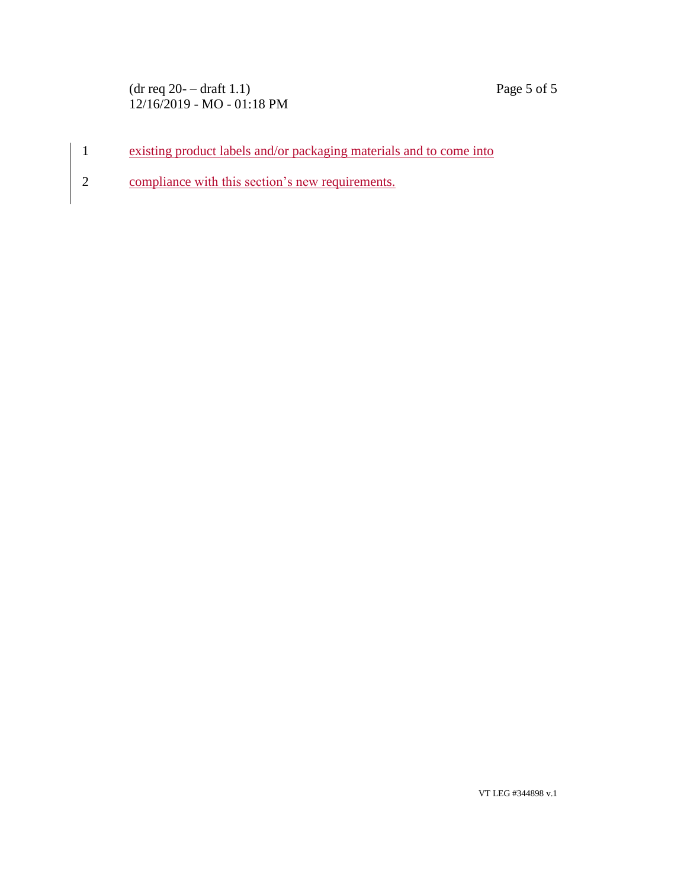existing product labels and/or packaging materials and to come into compliance with this section's new requirements.